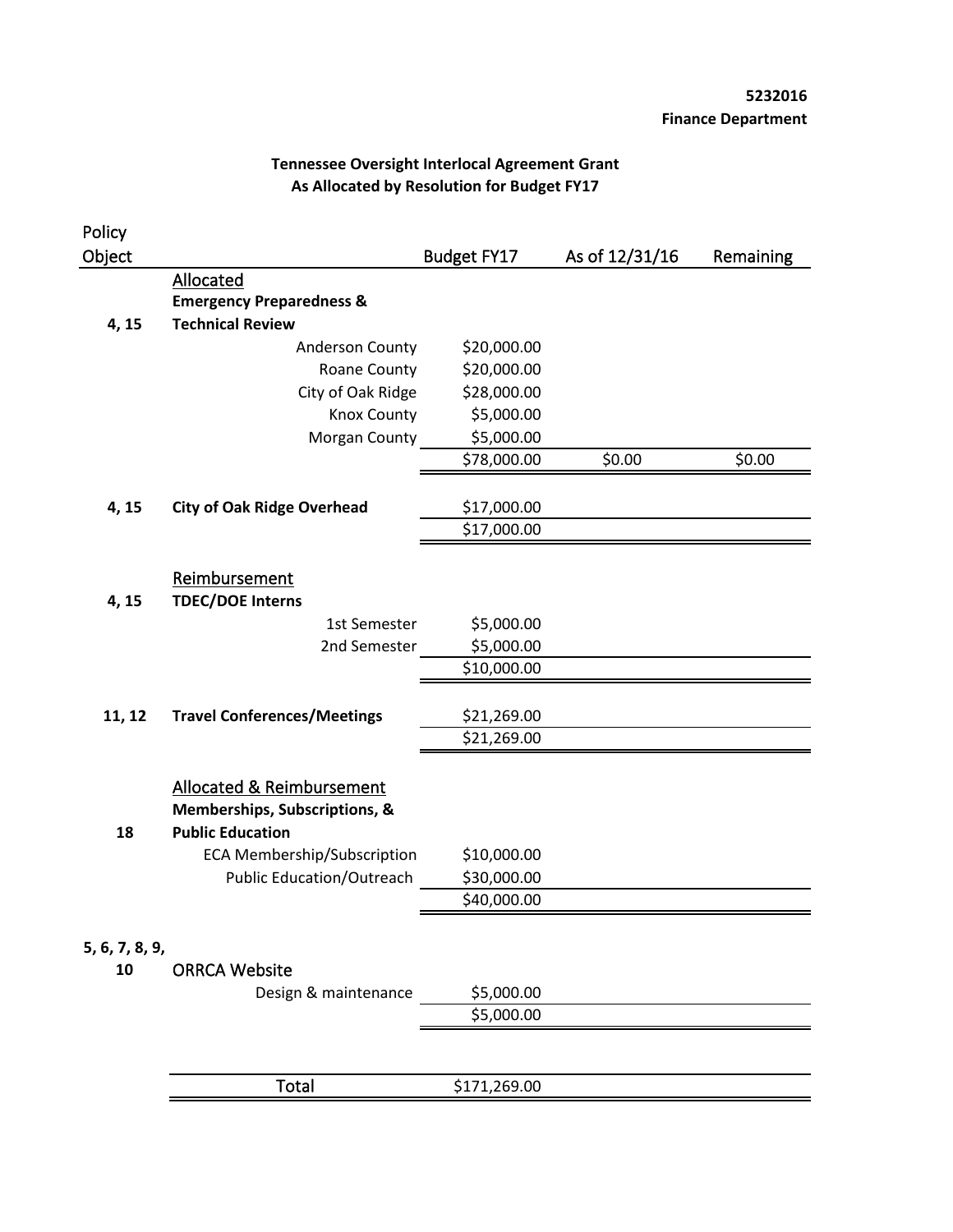**5232016**
**Finance Department**

**Tennessee Oversight Interlocal Agreement Grant**
**As Allocated by Resolution for Budget FY17**

| Policy Object | | Budget FY17 | As of 12/31/16 | Remaining |
|---|---|---|---|---|
| | Allocated | | | |
| | **Emergency Preparedness &** | | | |
| **4, 15** | **Technical Review** | | | |
| | Anderson County | $20,000.00 | | |
| | Roane County | $20,000.00 | | |
| | City of Oak Ridge | $28,000.00 | | |
| | Knox County | $5,000.00 | | |
| | Morgan County | $5,000.00 | | |
| | | $78,000.00 | $0.00 | $0.00 |
| | | | | |
| **4, 15** | **City of Oak Ridge Overhead** | $17,000.00 | | |
| | | $17,000.00 | | |
| | | | | |
| | Reimbursement | | | |
| **4, 15** | **TDEC/DOE Interns** | | | |
| | 1st Semester | $5,000.00 | | |
| | 2nd Semester | $5,000.00 | | |
| | | $10,000.00 | | |
| | | | | |
| **11, 12** | **Travel Conferences/Meetings** | $21,269.00 | | |
| | | $21,269.00 | | |
| | | | | |
| | Allocated & Reimbursement | | | |
| | **Memberships, Subscriptions, &** | | | |
| **18** | **Public Education** | | | |
| | ECA Membership/Subscription | $10,000.00 | | |
| | Public Education/Outreach | $30,000.00 | | |
| | | $40,000.00 | | |
| | | | | |
| **5, 6, 7, 8, 9, 10** | ORRCA Website | | | |
| | Design & maintenance | $5,000.00 | | |
| | | $5,000.00 | | |
| | | | | |
| | Total | $171,269.00 | | |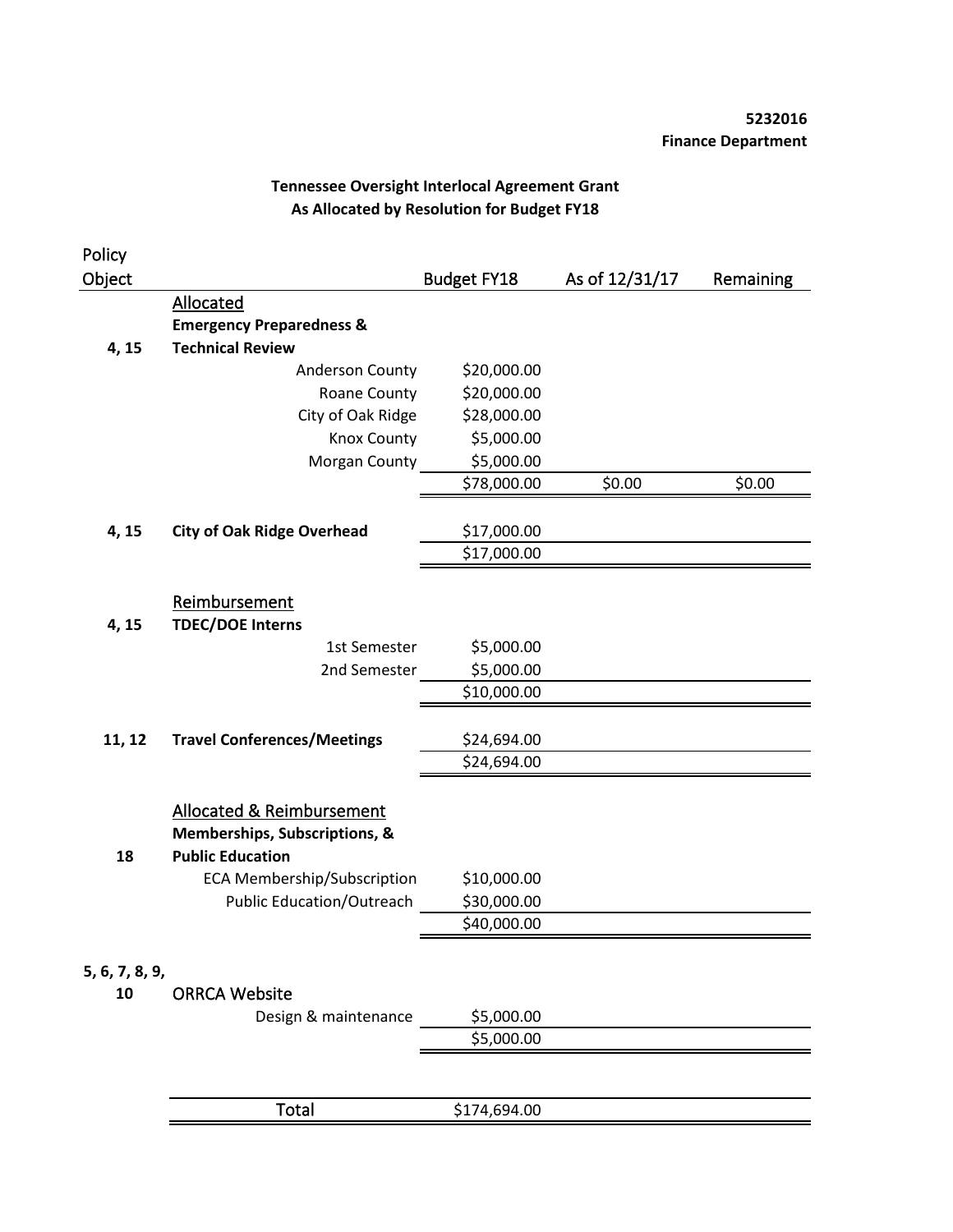**5232016**
**Finance Department**

**Tennessee Oversight Interlocal Agreement Grant**
**As Allocated by Resolution for Budget FY18**

| Policy Object | | Budget FY18 | As of 12/31/17 | Remaining |
|---|---|---|---|---|
| | Allocated | | | |
| 4, 15 | **Emergency Preparedness & Technical Review** | | | |
| | Anderson County | $20,000.00 | | |
| | Roane County | $20,000.00 | | |
| | City of Oak Ridge | $28,000.00 | | |
| | Knox County | $5,000.00 | | |
| | Morgan County | $5,000.00 | | |
| | | $78,000.00 | $0.00 | $0.00 |
| 4, 15 | **City of Oak Ridge Overhead** | $17,000.00 | | |
| | | $17,000.00 | | |
| | Reimbursement | | | |
| 4, 15 | **TDEC/DOE Interns** | | | |
| | 1st Semester | $5,000.00 | | |
| | 2nd Semester | $5,000.00 | | |
| | | $10,000.00 | | |
| 11, 12 | **Travel Conferences/Meetings** | $24,694.00 | | |
| | | $24,694.00 | | |
| | Allocated & Reimbursement | | | |
| 18 | **Memberships, Subscriptions, & Public Education** | | | |
| | ECA Membership/Subscription | $10,000.00 | | |
| | Public Education/Outreach | $30,000.00 | | |
| | | $40,000.00 | | |
| 5, 6, 7, 8, 9, 10 | ORRCA Website | | | |
| | Design & maintenance | $5,000.00 | | |
| | | $5,000.00 | | |
| | Total | $174,694.00 | | |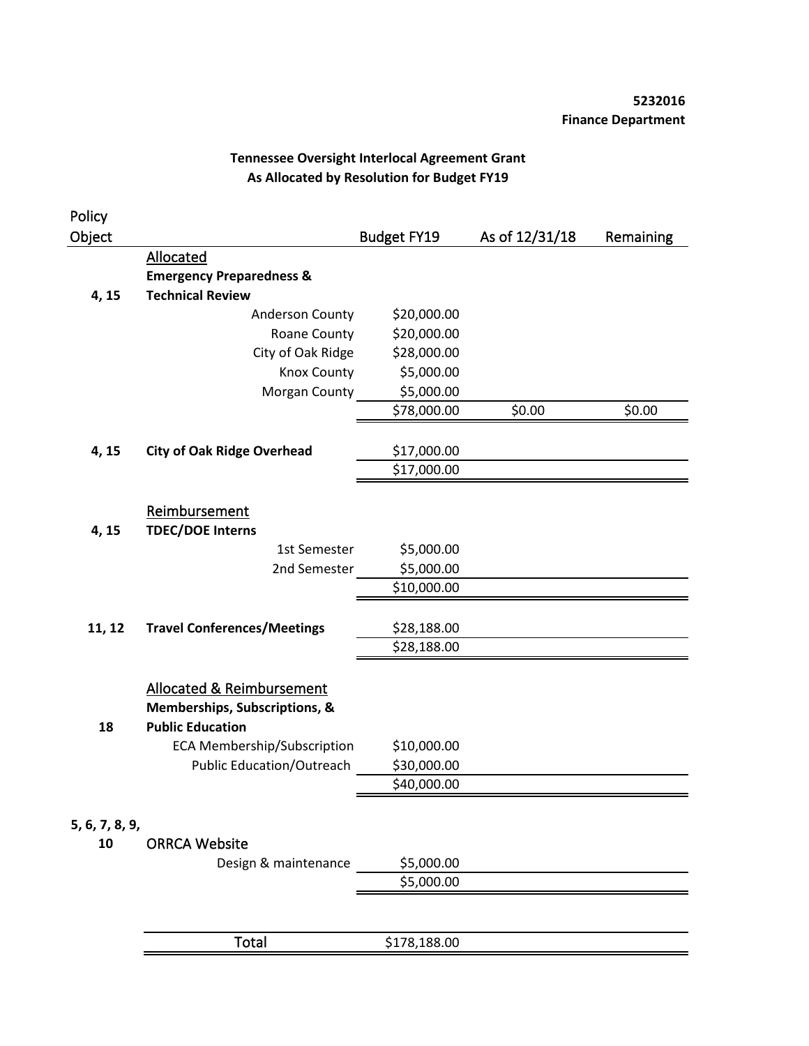**5232016**
**Finance Department**

**Tennessee Oversight Interlocal Agreement Grant**
**As Allocated by Resolution for Budget FY19**

| Policy Object | | Budget FY19 | As of 12/31/18 | Remaining |
|---|---|---|---|---|
| | Allocated | | | |
| 4, 15 | **Emergency Preparedness & Technical Review** | | | |
| | Anderson County | $20,000.00 | | |
| | Roane County | $20,000.00 | | |
| | City of Oak Ridge | $28,000.00 | | |
| | Knox County | $5,000.00 | | |
| | Morgan County | $5,000.00 | | |
| | | $78,000.00 | $0.00 | $0.00 |
| 4, 15 | **City of Oak Ridge Overhead** | $17,000.00 | | |
| | | $17,000.00 | | |
| | Reimbursement | | | |
| 4, 15 | **TDEC/DOE Interns** | | | |
| | 1st Semester | $5,000.00 | | |
| | 2nd Semester | $5,000.00 | | |
| | | $10,000.00 | | |
| 11, 12 | **Travel Conferences/Meetings** | $28,188.00 | | |
| | | $28,188.00 | | |
| | Allocated & Reimbursement | | | |
| 18 | **Memberships, Subscriptions, & Public Education** | | | |
| | ECA Membership/Subscription | $10,000.00 | | |
| | Public Education/Outreach | $30,000.00 | | |
| | | $40,000.00 | | |
| 5, 6, 7, 8, 9, 10 | ORRCA Website | | | |
| | Design & maintenance | $5,000.00 | | |
| | | $5,000.00 | | |
| | Total | $178,188.00 | | |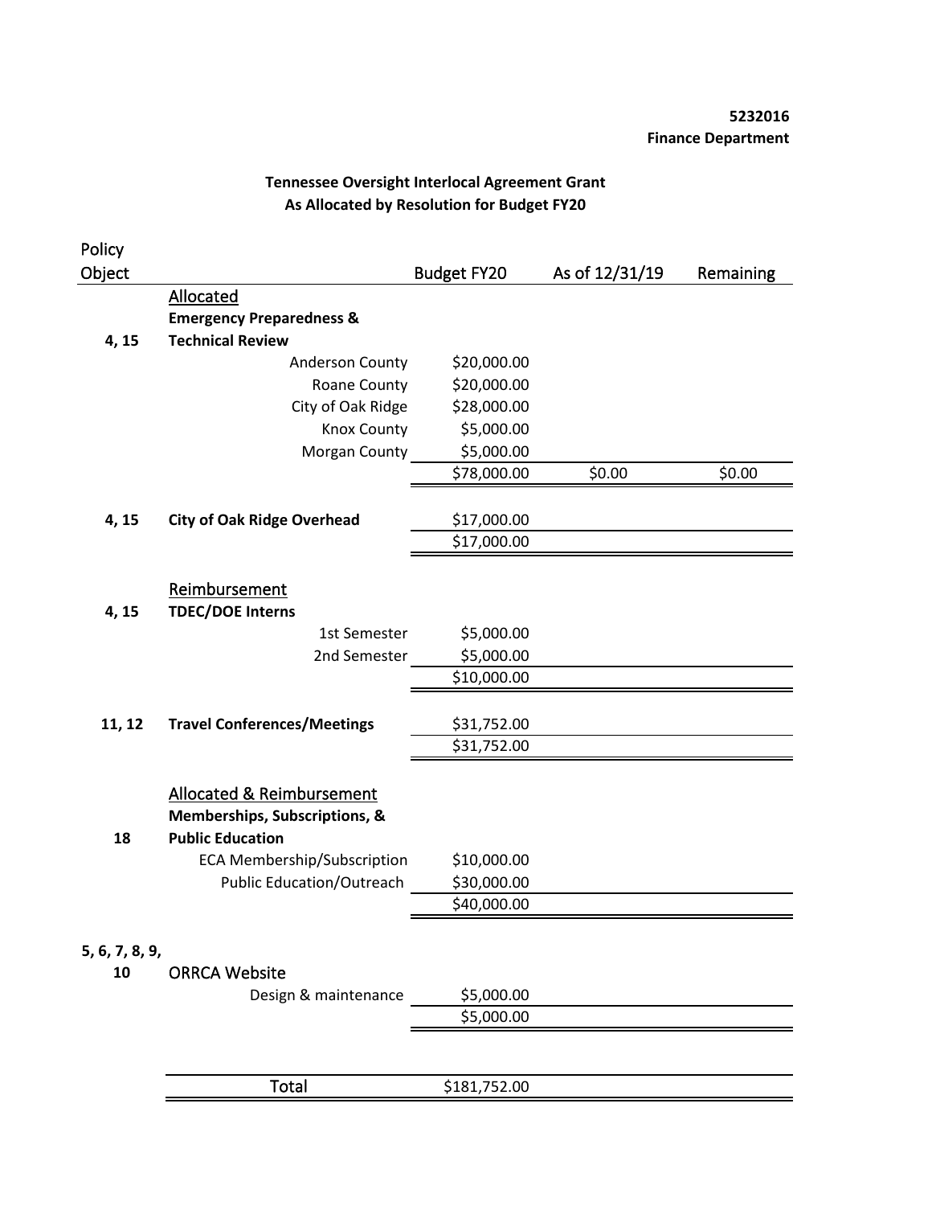**5232016**
**Finance Department**

**Tennessee Oversight Interlocal Agreement Grant**
**As Allocated by Resolution for Budget FY20**

| Policy Object | | Budget FY20 | As of 12/31/19 | Remaining |
|---|---|---|---|---|
| | Allocated | | | |
| | **Emergency Preparedness &** | | | |
| **4, 15** | **Technical Review** | | | |
| | Anderson County | $20,000.00 | | |
| | Roane County | $20,000.00 | | |
| | City of Oak Ridge | $28,000.00 | | |
| | Knox County | $5,000.00 | | |
| | Morgan County | $5,000.00 | | |
| | | $78,000.00 | $0.00 | $0.00 |
| **4, 15** | **City of Oak Ridge Overhead** | $17,000.00 | | |
| | | $17,000.00 | | |
| | Reimbursement | | | |
| **4, 15** | **TDEC/DOE Interns** | | | |
| | 1st Semester | $5,000.00 | | |
| | 2nd Semester | $5,000.00 | | |
| | | $10,000.00 | | |
| **11, 12** | **Travel Conferences/Meetings** | $31,752.00 | | |
| | | $31,752.00 | | |
| | Allocated & Reimbursement | | | |
| | **Memberships, Subscriptions, &** | | | |
| **18** | **Public Education** | | | |
| | ECA Membership/Subscription | $10,000.00 | | |
| | Public Education/Outreach | $30,000.00 | | |
| | | $40,000.00 | | |
| **5, 6, 7, 8, 9, 10** | ORRCA Website | | | |
| | Design & maintenance | $5,000.00 | | |
| | | $5,000.00 | | |
| | Total | $181,752.00 | | |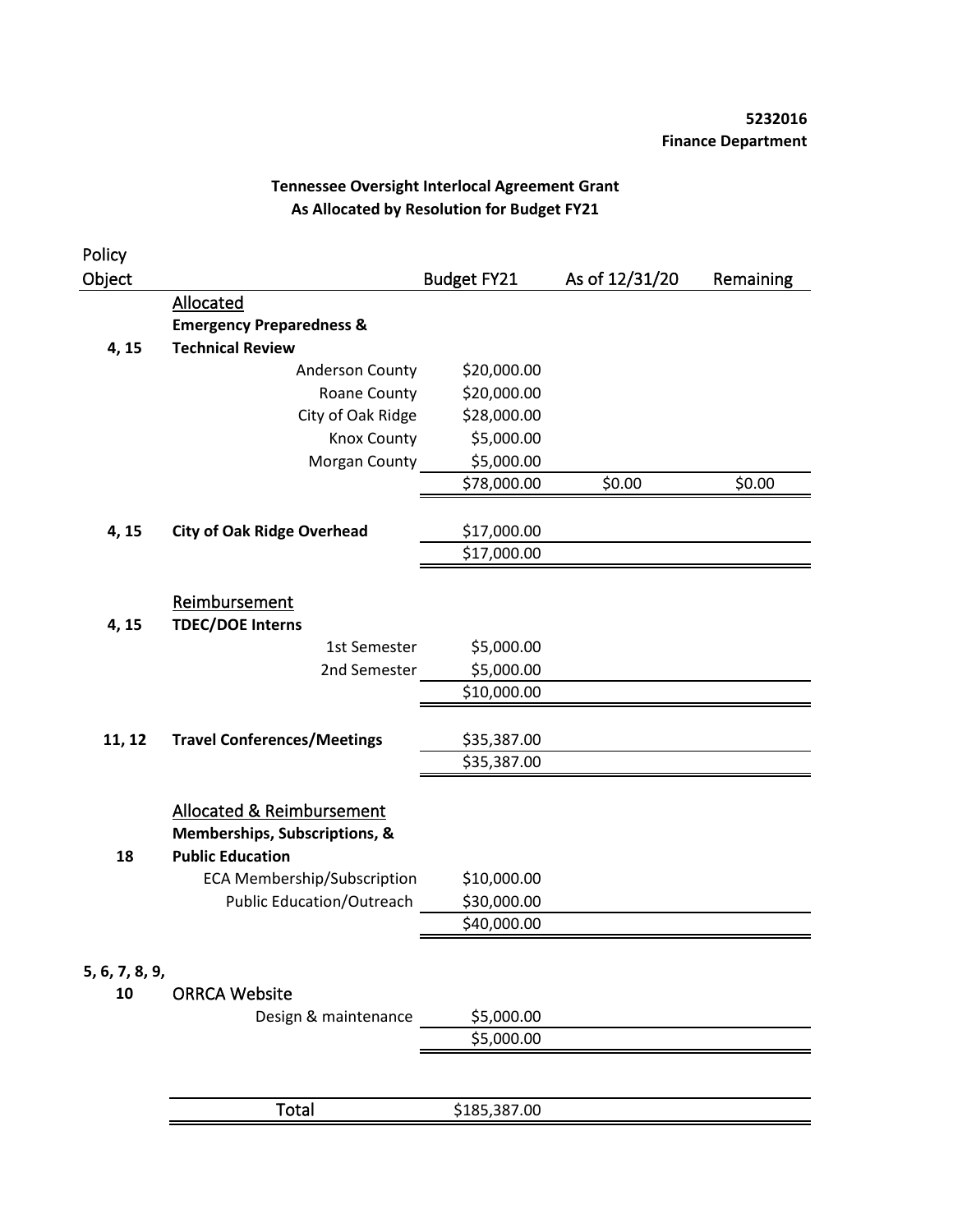**5232016**
**Finance Department**

**Tennessee Oversight Interlocal Agreement Grant**
**As Allocated by Resolution for Budget FY21**

| Policy Object | | Budget FY21 | As of 12/31/20 | Remaining |
|---|---|---|---|---|
| | Allocated | | | |
| 4, 15 | **Emergency Preparedness & Technical Review** | | | |
| | Anderson County | $20,000.00 | | |
| | Roane County | $20,000.00 | | |
| | City of Oak Ridge | $28,000.00 | | |
| | Knox County | $5,000.00 | | |
| | Morgan County | $5,000.00 | | |
| | | $78,000.00 | $0.00 | $0.00 |
| 4, 15 | **City of Oak Ridge Overhead** | $17,000.00 | | |
| | | $17,000.00 | | |
| | Reimbursement | | | |
| 4, 15 | **TDEC/DOE Interns** | | | |
| | 1st Semester | $5,000.00 | | |
| | 2nd Semester | $5,000.00 | | |
| | | $10,000.00 | | |
| 11, 12 | **Travel Conferences/Meetings** | $35,387.00 | | |
| | | $35,387.00 | | |
| | Allocated & Reimbursement | | | |
| 18 | **Memberships, Subscriptions, & Public Education** | | | |
| | ECA Membership/Subscription | $10,000.00 | | |
| | Public Education/Outreach | $30,000.00 | | |
| | | $40,000.00 | | |
| 5, 6, 7, 8, 9, 10 | ORRCA Website | | | |
| | Design & maintenance | $5,000.00 | | |
| | | $5,000.00 | | |
| | Total | $185,387.00 | | |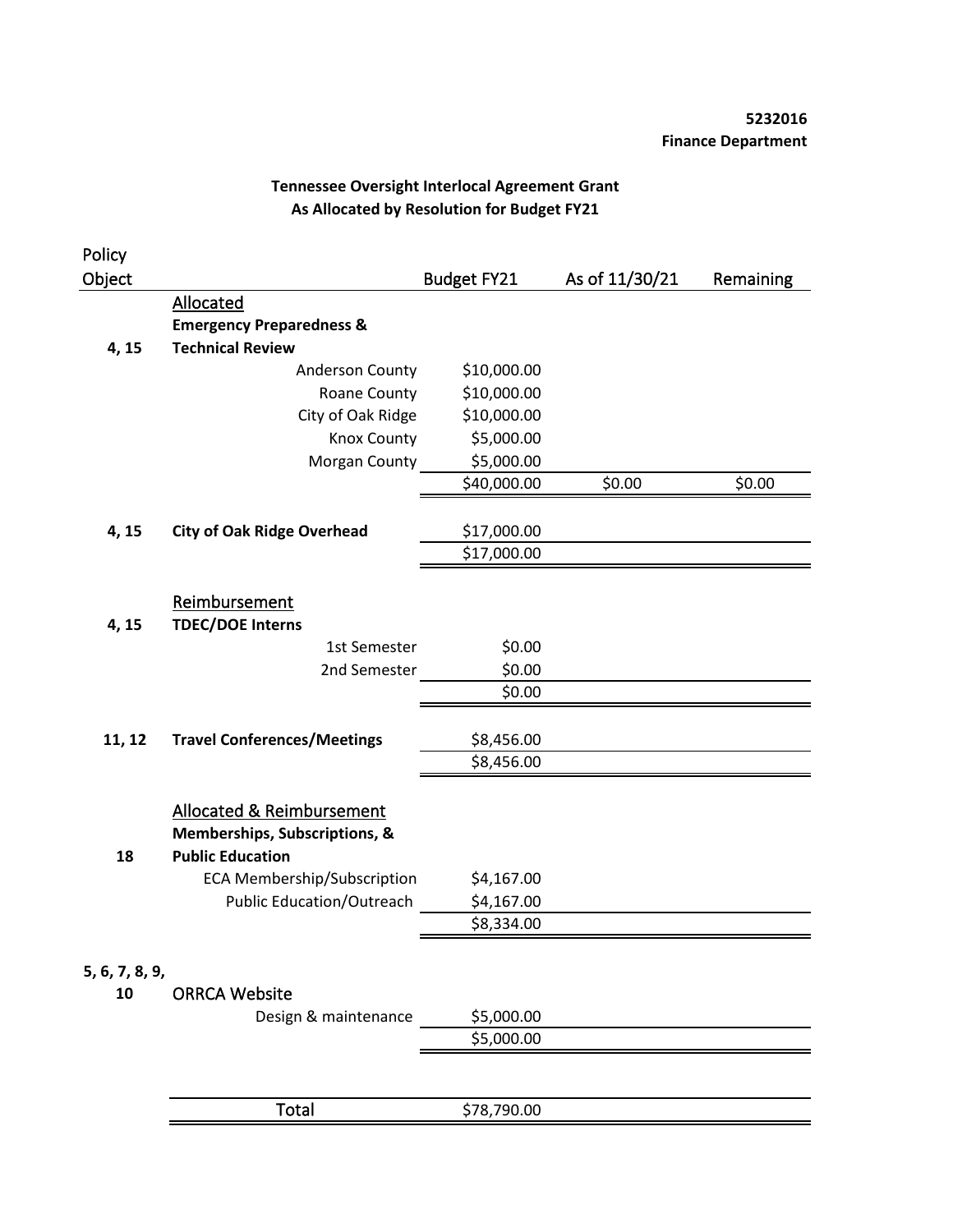**5232016**
**Finance Department**

## Tennessee Oversight Interlocal Agreement Grant
## As Allocated by Resolution for Budget FY21

| Policy Object | | Budget FY21 | As of 11/30/21 | Remaining |
|---|---|---|---|---|
| | Allocated | | | |
| | **Emergency Preparedness &** | | | |
| **4, 15** | **Technical Review** | | | |
| | Anderson County | $10,000.00 | | |
| | Roane County | $10,000.00 | | |
| | City of Oak Ridge | $10,000.00 | | |
| | Knox County | $5,000.00 | | |
| | Morgan County | $5,000.00 | | |
| | | $40,000.00 | $0.00 | $0.00 |
| **4, 15** | **City of Oak Ridge Overhead** | $17,000.00 | | |
| | | $17,000.00 | | |
| | Reimbursement | | | |
| **4, 15** | **TDEC/DOE Interns** | | | |
| | 1st Semester | $0.00 | | |
| | 2nd Semester | $0.00 | | |
| | | $0.00 | | |
| **11, 12** | **Travel Conferences/Meetings** | $8,456.00 | | |
| | | $8,456.00 | | |
| | Allocated & Reimbursement | | | |
| | **Memberships, Subscriptions, &** | | | |
| **18** | **Public Education** | | | |
| | ECA Membership/Subscription | $4,167.00 | | |
| | Public Education/Outreach | $4,167.00 | | |
| | | $8,334.00 | | |
| **5, 6, 7, 8, 9, 10** | ORRCA Website | | | |
| | Design & maintenance | $5,000.00 | | |
| | | $5,000.00 | | |
| | Total | $78,790.00 | | |